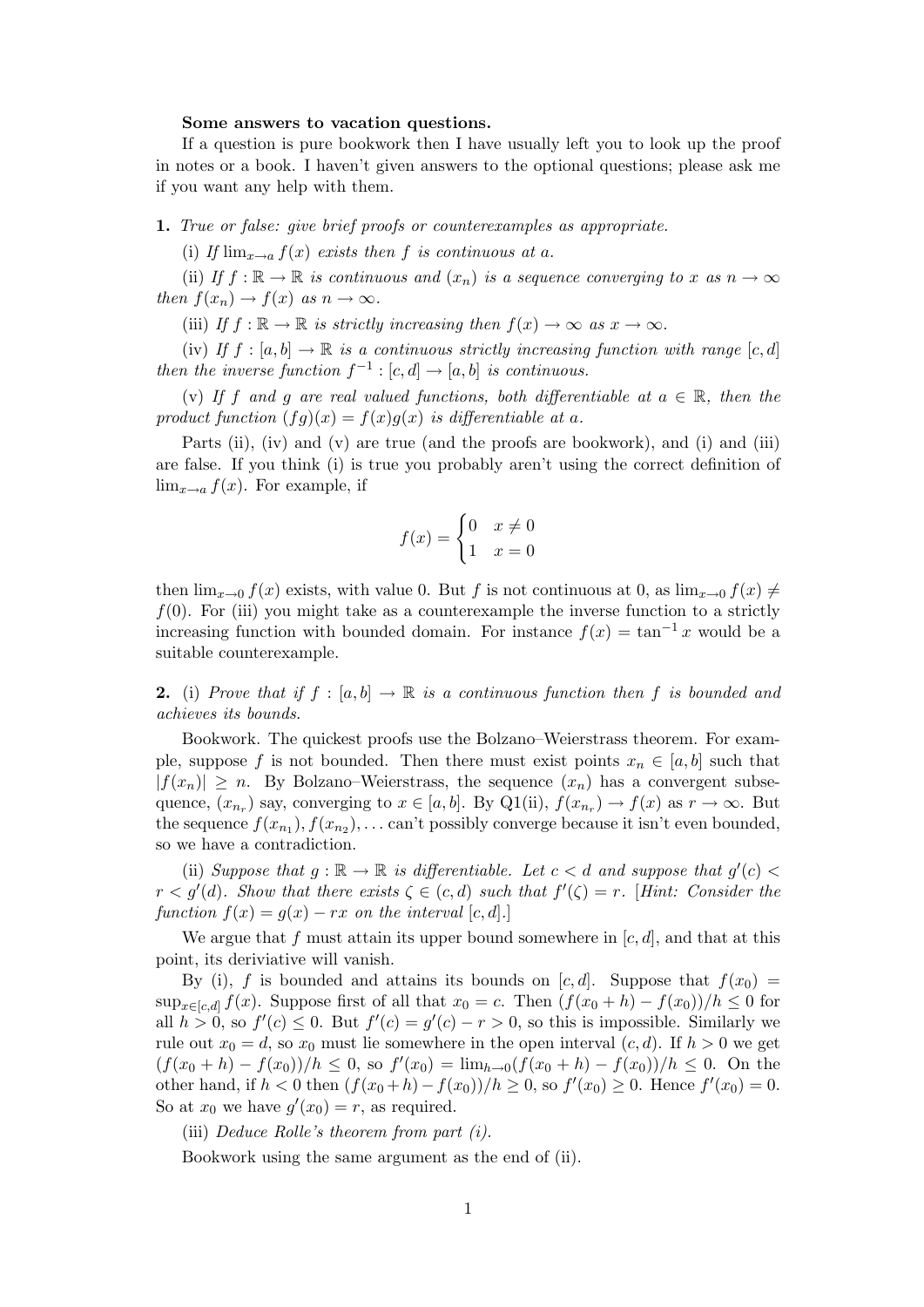**Some answers to vacation questions.**

If a question is pure bookwork then I have usually left you to look up the proof in notes or a book. I haven't given answers to the optional questions; please ask me if you want any help with them.

**1.** *True or false: give brief proofs or counterexamples as appropriate.*

(i) *If $\lim_{x\to a} f(x)$ exists then $f$ is continuous at $a$.*

(ii) *If $f : \mathbb{R} \to \mathbb{R}$ is continuous and $(x_n)$ is a sequence converging to $x$ as $n \to \infty$ then $f(x_n) \to f(x)$ as $n \to \infty$.*

(iii) *If $f : \mathbb{R} \to \mathbb{R}$ is strictly increasing then $f(x) \to \infty$ as $x \to \infty$.*

(iv) *If $f : [a, b] \to \mathbb{R}$ is a continuous strictly increasing function with range $[c, d]$ then the inverse function $f^{-1} : [c, d] \to [a, b]$ is continuous.*

(v) *If $f$ and $g$ are real valued functions, both differentiable at $a \in \mathbb{R}$, then the product function $(fg)(x) = f(x)g(x)$ is differentiable at $a$.*

Parts (ii), (iv) and (v) are true (and the proofs are bookwork), and (i) and (iii) are false. If you think (i) is true you probably aren't using the correct definition of $\lim_{x\to a} f(x)$. For example, if

$$f(x) = \begin{cases} 0 & x \neq 0 \\ 1 & x = 0 \end{cases}$$

then $\lim_{x\to 0} f(x)$ exists, with value 0. But $f$ is not continuous at 0, as $\lim_{x\to 0} f(x) \neq f(0)$. For (iii) you might take as a counterexample the inverse function to a strictly increasing function with bounded domain. For instance $f(x) = \tan^{-1} x$ would be a suitable counterexample.

**2.** (i) *Prove that if $f : [a, b] \to \mathbb{R}$ is a continuous function then $f$ is bounded and achieves its bounds.*

Bookwork. The quickest proofs use the Bolzano–Weierstrass theorem. For example, suppose $f$ is not bounded. Then there must exist points $x_n \in [a, b]$ such that $|f(x_n)| \geq n$. By Bolzano–Weierstrass, the sequence $(x_n)$ has a convergent subsequence, $(x_{n_r})$ say, converging to $x \in [a, b]$. By Q1(ii), $f(x_{n_r}) \to f(x)$ as $r \to \infty$. But the sequence $f(x_{n_1}), f(x_{n_2}), \dots$ can't possibly converge because it isn't even bounded, so we have a contradiction.

(ii) *Suppose that $g : \mathbb{R} \to \mathbb{R}$ is differentiable. Let $c < d$ and suppose that $g'(c) < r < g'(d)$. Show that there exists $\zeta \in (c, d)$ such that $f'(\zeta) = r$. [Hint: Consider the function $f(x) = g(x) - rx$ on the interval $[c, d]$.]*

We argue that $f$ must attain its upper bound somewhere in $[c, d]$, and that at this point, its deriviative will vanish.

By (i), $f$ is bounded and attains its bounds on $[c, d]$. Suppose that $f(x_0) = \sup_{x\in[c,d]} f(x)$. Suppose first of all that $x_0 = c$. Then $(f(x_0 + h) - f(x_0))/h \leq 0$ for all $h > 0$, so $f'(c) \leq 0$. But $f'(c) = g'(c) - r > 0$, so this is impossible. Similarly we rule out $x_0 = d$, so $x_0$ must lie somewhere in the open interval $(c, d)$. If $h > 0$ we get $(f(x_0 + h) - f(x_0))/h \leq 0$, so $f'(x_0) = \lim_{h\to 0}(f(x_0 + h) - f(x_0))/h \leq 0$. On the other hand, if $h < 0$ then $(f(x_0 + h) - f(x_0))/h \geq 0$, so $f'(x_0) \geq 0$. Hence $f'(x_0) = 0$. So at $x_0$ we have $g'(x_0) = r$, as required.

(iii) *Deduce Rolle's theorem from part (i).*

Bookwork using the same argument as the end of (ii).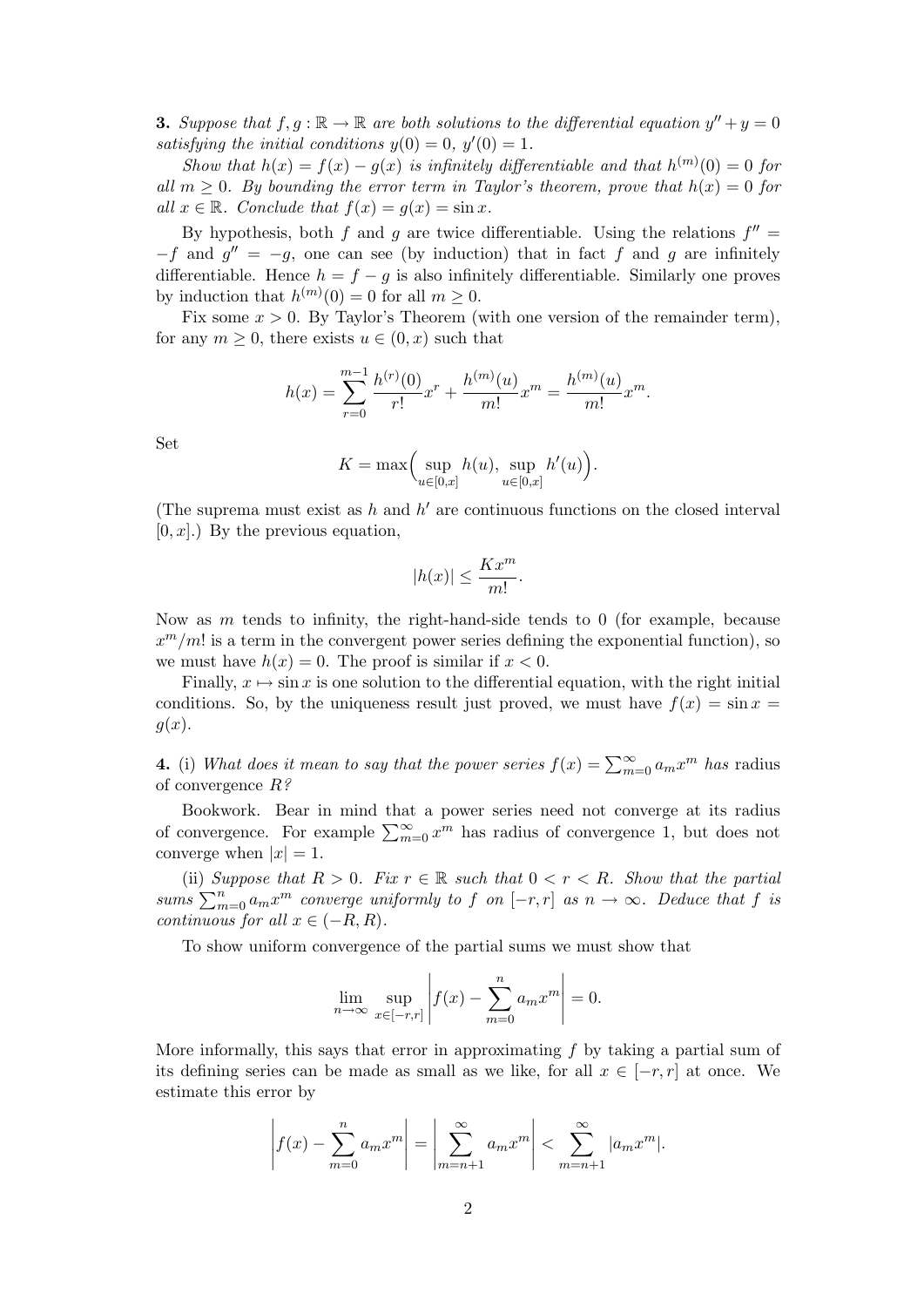**3.** *Suppose that $f, g : \mathbb{R} \to \mathbb{R}$ are both solutions to the differential equation $y'' + y = 0$ satisfying the initial conditions $y(0) = 0$, $y'(0) = 1$.*

*Show that $h(x) = f(x) - g(x)$ is infinitely differentiable and that $h^{(m)}(0) = 0$ for all $m \geq 0$. By bounding the error term in Taylor's theorem, prove that $h(x) = 0$ for all $x \in \mathbb{R}$. Conclude that $f(x) = g(x) = \sin x$.*

By hypothesis, both $f$ and $g$ are twice differentiable. Using the relations $f'' = -f$ and $g'' = -g$, one can see (by induction) that in fact $f$ and $g$ are infinitely differentiable. Hence $h = f - g$ is also infinitely differentiable. Similarly one proves by induction that $h^{(m)}(0) = 0$ for all $m \geq 0$.

Fix some $x > 0$. By Taylor's Theorem (with one version of the remainder term), for any $m \geq 0$, there exists $u \in (0, x)$ such that

$$h(x) = \sum_{r=0}^{m-1} \frac{h^{(r)}(0)}{r!} x^r + \frac{h^{(m)}(u)}{m!} x^m = \frac{h^{(m)}(u)}{m!} x^m.$$

Set

$$K = \max\Big( \sup_{u \in [0,x]} h(u), \sup_{u \in [0,x]} h'(u) \Big).$$

(The suprema must exist as $h$ and $h'$ are continuous functions on the closed interval $[0, x]$.) By the previous equation,

$$|h(x)| \leq \frac{K x^m}{m!}.$$

Now as $m$ tends to infinity, the right-hand-side tends to 0 (for example, because $x^m/m!$ is a term in the convergent power series defining the exponential function), so we must have $h(x) = 0$. The proof is similar if $x < 0$.

Finally, $x \mapsto \sin x$ is one solution to the differential equation, with the right initial conditions. So, by the uniqueness result just proved, we must have $f(x) = \sin x = g(x)$.

**4.** (i) *What does it mean to say that the power series $f(x) = \sum_{m=0}^{\infty} a_m x^m$ has* radius of convergence *$R$?*

Bookwork. Bear in mind that a power series need not converge at its radius of convergence. For example $\sum_{m=0}^{\infty} x^m$ has radius of convergence 1, but does not converge when $|x| = 1$.

(ii) *Suppose that $R > 0$. Fix $r \in \mathbb{R}$ such that $0 < r < R$. Show that the partial sums $\sum_{m=0}^{n} a_m x^m$ converge uniformly to $f$ on $[-r, r]$ as $n \to \infty$. Deduce that $f$ is continuous for all $x \in (-R, R)$.*

To show uniform convergence of the partial sums we must show that

$$\lim_{n \to \infty} \sup_{x \in [-r,r]} \left| f(x) - \sum_{m=0}^{n} a_m x^m \right| = 0.$$

More informally, this says that error in approximating $f$ by taking a partial sum of its defining series can be made as small as we like, for all $x \in [-r, r]$ at once. We estimate this error by

$$\left| f(x) - \sum_{m=0}^{n} a_m x^m \right| = \left| \sum_{m=n+1}^{\infty} a_m x^m \right| < \sum_{m=n+1}^{\infty} |a_m x^m|.$$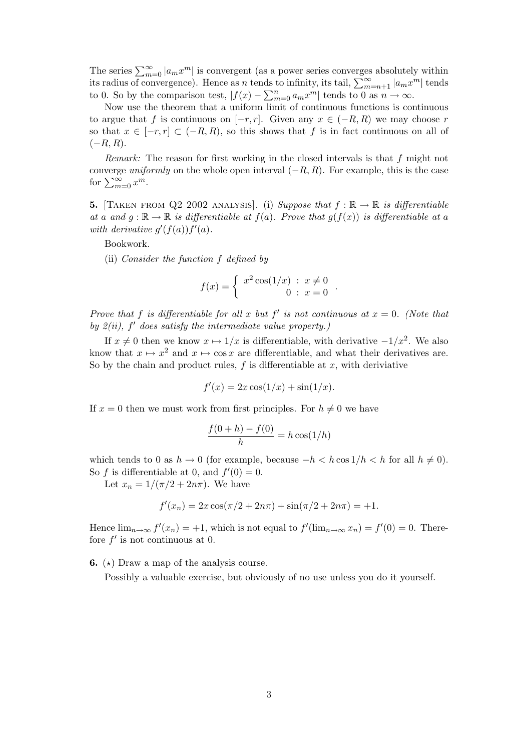The series $\sum_{m=0}^{\infty} |a_m x^m|$ is convergent (as a power series converges absolutely within its radius of convergence). Hence as $n$ tends to infinity, its tail, $\sum_{m=n+1}^{\infty} |a_m x^m|$ tends to 0. So by the comparison test, $|f(x) - \sum_{m=0}^{n} a_m x^m|$ tends to 0 as $n \to \infty$.

Now use the theorem that a uniform limit of continuous functions is continuous to argue that $f$ is continuous on $[-r, r]$. Given any $x \in (-R, R)$ we may choose $r$ so that $x \in [-r, r] \subset (-R, R)$, so this shows that $f$ is in fact continuous on all of $(-R, R)$.

*Remark:* The reason for first working in the closed intervals is that $f$ might not converge *uniformly* on the whole open interval $(-R, R)$. For example, this is the case for $\sum_{m=0}^{\infty} x^m$.

**5.** [Taken from Q2 2002 analysis]. (i) *Suppose that $f : \mathbb{R} \to \mathbb{R}$ is differentiable at $a$ and $g : \mathbb{R} \to \mathbb{R}$ is differentiable at $f(a)$. Prove that $g(f(x))$ is differentiable at $a$ with derivative $g'(f(a))f'(a)$.*

Bookwork.

(ii) *Consider the function $f$ defined by*

$$f(x) = \begin{cases} x^2 \cos(1/x) & : \ x \neq 0 \\ 0 & : \ x = 0 \end{cases}.$$

*Prove that $f$ is differentiable for all $x$ but $f'$ is not continuous at $x = 0$. (Note that by 2(ii), $f'$ does satisfy the intermediate value property.)*

If $x \neq 0$ then we know $x \mapsto 1/x$ is differentiable, with derivative $-1/x^2$. We also know that $x \mapsto x^2$ and $x \mapsto \cos x$ are differentiable, and what their derivatives are. So by the chain and product rules, $f$ is differentiable at $x$, with deriviative

$$f'(x) = 2x \cos(1/x) + \sin(1/x).$$

If $x = 0$ then we must work from first principles. For $h \neq 0$ we have

$$\frac{f(0 + h) - f(0)}{h} = h \cos(1/h)$$

which tends to 0 as $h \to 0$ (for example, because $-h < h \cos 1/h < h$ for all $h \neq 0$). So $f$ is differentiable at 0, and $f'(0) = 0$.

Let $x_n = 1/(\pi/2 + 2n\pi)$. We have

$$f'(x_n) = 2x \cos(\pi/2 + 2n\pi) + \sin(\pi/2 + 2n\pi) = +1.$$

Hence $\lim_{n\to\infty} f'(x_n) = +1$, which is not equal to $f'(\lim_{n\to\infty} x_n) = f'(0) = 0$. Therefore $f'$ is not continuous at 0.

**6.** ($\star$) Draw a map of the analysis course.

Possibly a valuable exercise, but obviously of no use unless you do it yourself.